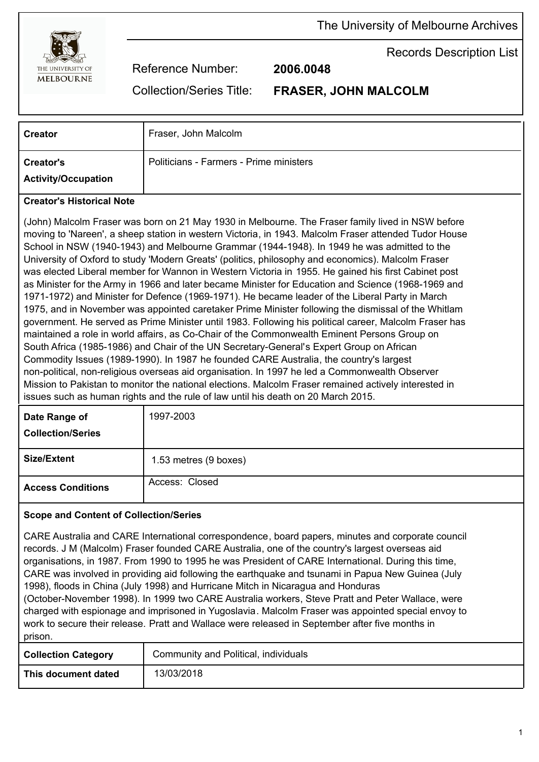The University of Melbourne Archives

Records Description List

Reference Number: **2006.0048**

Collection/Series Title: **FRASER, JOHN MALCOLM**

| | |
|---|---|
| **Creator** | Fraser, John Malcolm |
| **Creator's Activity/Occupation** | Politicians - Farmers - Prime ministers |

**Creator's Historical Note**

(John) Malcolm Fraser was born on 21 May 1930 in Melbourne. The Fraser family lived in NSW before moving to 'Nareen', a sheep station in western Victoria, in 1943. Malcolm Fraser attended Tudor House School in NSW (1940-1943) and Melbourne Grammar (1944-1948). In 1949 he was admitted to the University of Oxford to study 'Modern Greats' (politics, philosophy and economics). Malcolm Fraser was elected Liberal member for Wannon in Western Victoria in 1955. He gained his first Cabinet post as Minister for the Army in 1966 and later became Minister for Education and Science (1968-1969 and 1971-1972) and Minister for Defence (1969-1971). He became leader of the Liberal Party in March 1975, and in November was appointed caretaker Prime Minister following the dismissal of the Whitlam government. He served as Prime Minister until 1983. Following his political career, Malcolm Fraser has maintained a role in world affairs, as Co-Chair of the Commonwealth Eminent Persons Group on South Africa (1985-1986) and Chair of the UN Secretary-General's Expert Group on African Commodity Issues (1989-1990). In 1987 he founded CARE Australia, the country's largest non-political, non-religious overseas aid organisation. In 1997 he led a Commonwealth Observer Mission to Pakistan to monitor the national elections. Malcolm Fraser remained actively interested in issues such as human rights and the rule of law until his death on 20 March 2015.

| | |
|---|---|
| **Date Range of Collection/Series** | 1997-2003 |
| **Size/Extent** | 1.53 metres (9 boxes) |
| **Access Conditions** | Access: Closed |

**Scope and Content of Collection/Series**

CARE Australia and CARE International correspondence, board papers, minutes and corporate council records. J M (Malcolm) Fraser founded CARE Australia, one of the country's largest overseas aid organisations, in 1987. From 1990 to 1995 he was President of CARE International. During this time, CARE was involved in providing aid following the earthquake and tsunami in Papua New Guinea (July 1998), floods in China (July 1998) and Hurricane Mitch in Nicaragua and Honduras (October-November 1998). In 1999 two CARE Australia workers, Steve Pratt and Peter Wallace, were charged with espionage and imprisoned in Yugoslavia. Malcolm Fraser was appointed special envoy to work to secure their release. Pratt and Wallace were released in September after five months in prison.

| | |
|---|---|
| **Collection Category** | Community and Political, individuals |
| **This document dated** | 13/03/2018 |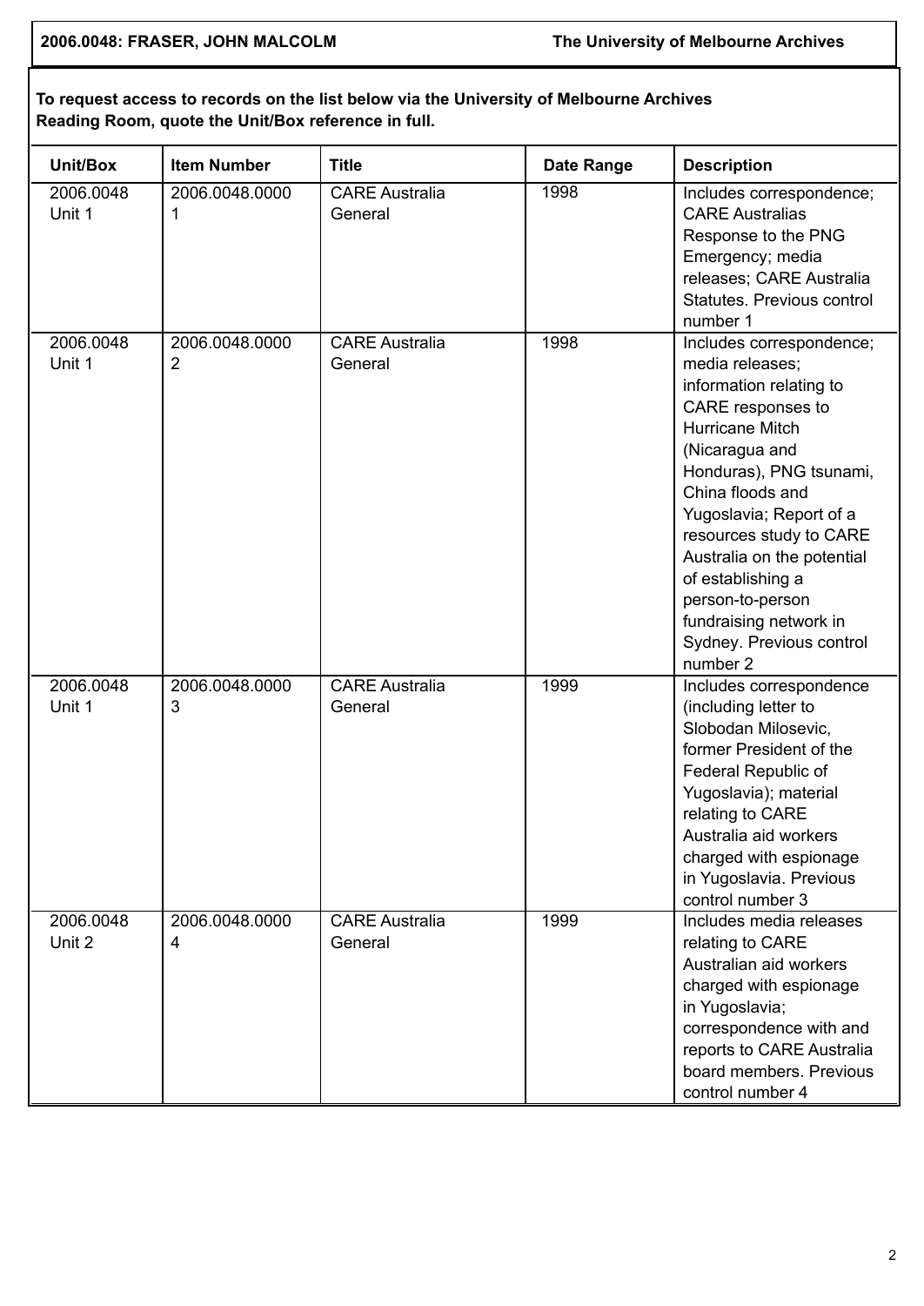**To request access to records on the list below via the University of Melbourne Archives Reading Room, quote the Unit/Box reference in full.**

| Unit/Box | Item Number | Title | Date Range | Description |
|---|---|---|---|---|
| 2006.0048 Unit 1 | 2006.0048.00001 | CARE Australia General | 1998 | Includes correspondence; CARE Australias Response to the PNG Emergency; media releases; CARE Australia Statutes. Previous control number 1 |
| 2006.0048 Unit 1 | 2006.0048.00002 | CARE Australia General | 1998 | Includes correspondence; media releases; information relating to CARE responses to Hurricane Mitch (Nicaragua and Honduras), PNG tsunami, China floods and Yugoslavia; Report of a resources study to CARE Australia on the potential of establishing a person-to-person fundraising network in Sydney. Previous control number 2 |
| 2006.0048 Unit 1 | 2006.0048.00003 | CARE Australia General | 1999 | Includes correspondence (including letter to Slobodan Milosevic, former President of the Federal Republic of Yugoslavia); material relating to CARE Australia aid workers charged with espionage in Yugoslavia. Previous control number 3 |
| 2006.0048 Unit 2 | 2006.0048.00004 | CARE Australia General | 1999 | Includes media releases relating to CARE Australian aid workers charged with espionage in Yugoslavia; correspondence with and reports to CARE Australia board members. Previous control number 4 |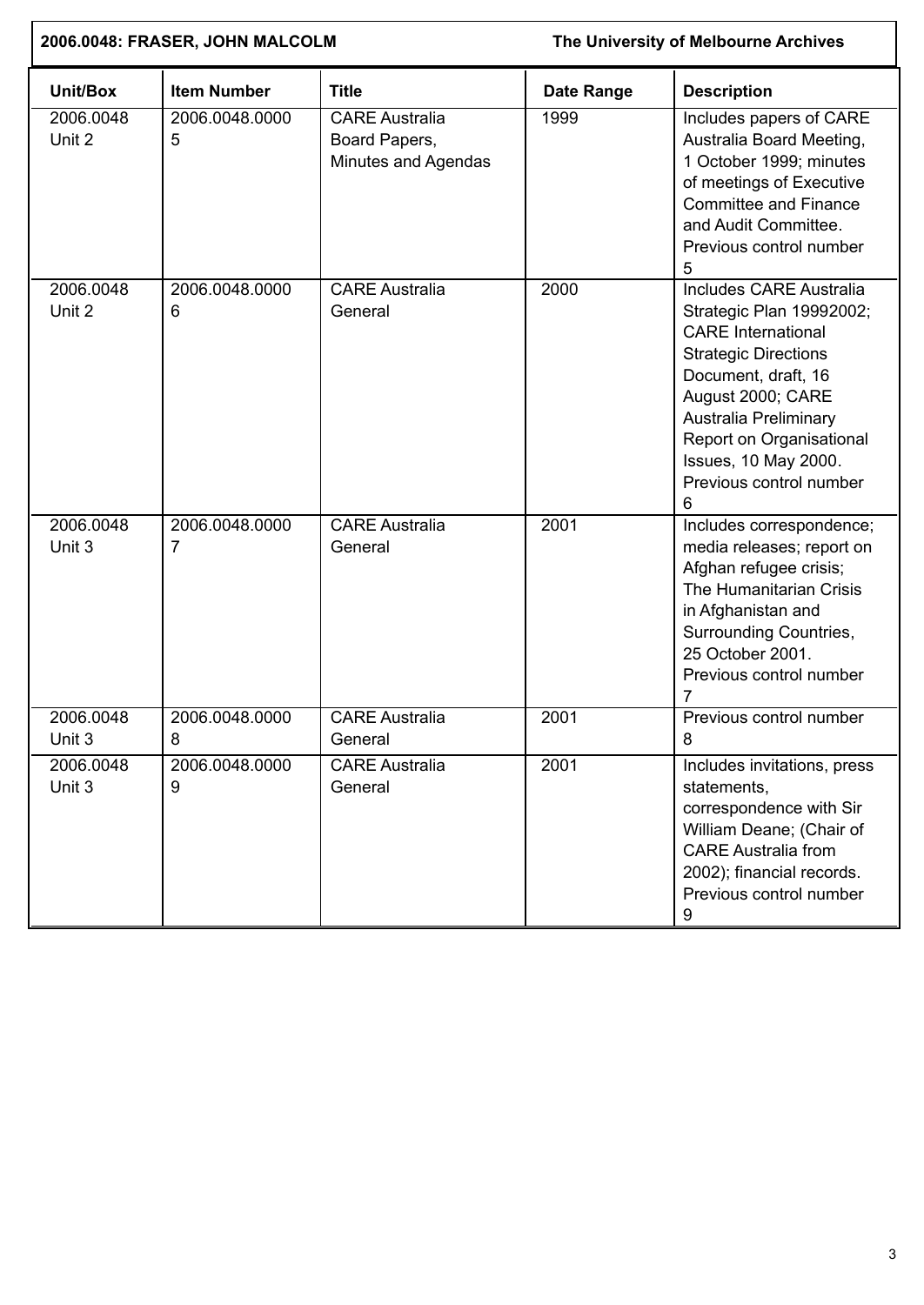| Unit/Box | Item Number | Title | Date Range | Description |
| --- | --- | --- | --- | --- |
| 2006.0048 Unit 2 | 2006.0048.00005 | CARE Australia Board Papers, Minutes and Agendas | 1999 | Includes papers of CARE Australia Board Meeting, 1 October 1999; minutes of meetings of Executive Committee and Finance and Audit Committee. Previous control number 5 |
| 2006.0048 Unit 2 | 2006.0048.00006 | CARE Australia General | 2000 | Includes CARE Australia Strategic Plan 19992002; CARE International Strategic Directions Document, draft, 16 August 2000; CARE Australia Preliminary Report on Organisational Issues, 10 May 2000. Previous control number 6 |
| 2006.0048 Unit 3 | 2006.0048.00007 | CARE Australia General | 2001 | Includes correspondence; media releases; report on Afghan refugee crisis; The Humanitarian Crisis in Afghanistan and Surrounding Countries, 25 October 2001. Previous control number 7 |
| 2006.0048 Unit 3 | 2006.0048.00008 | CARE Australia General | 2001 | Previous control number 8 |
| 2006.0048 Unit 3 | 2006.0048.00009 | CARE Australia General | 2001 | Includes invitations, press statements, correspondence with Sir William Deane; (Chair of CARE Australia from 2002); financial records. Previous control number 9 |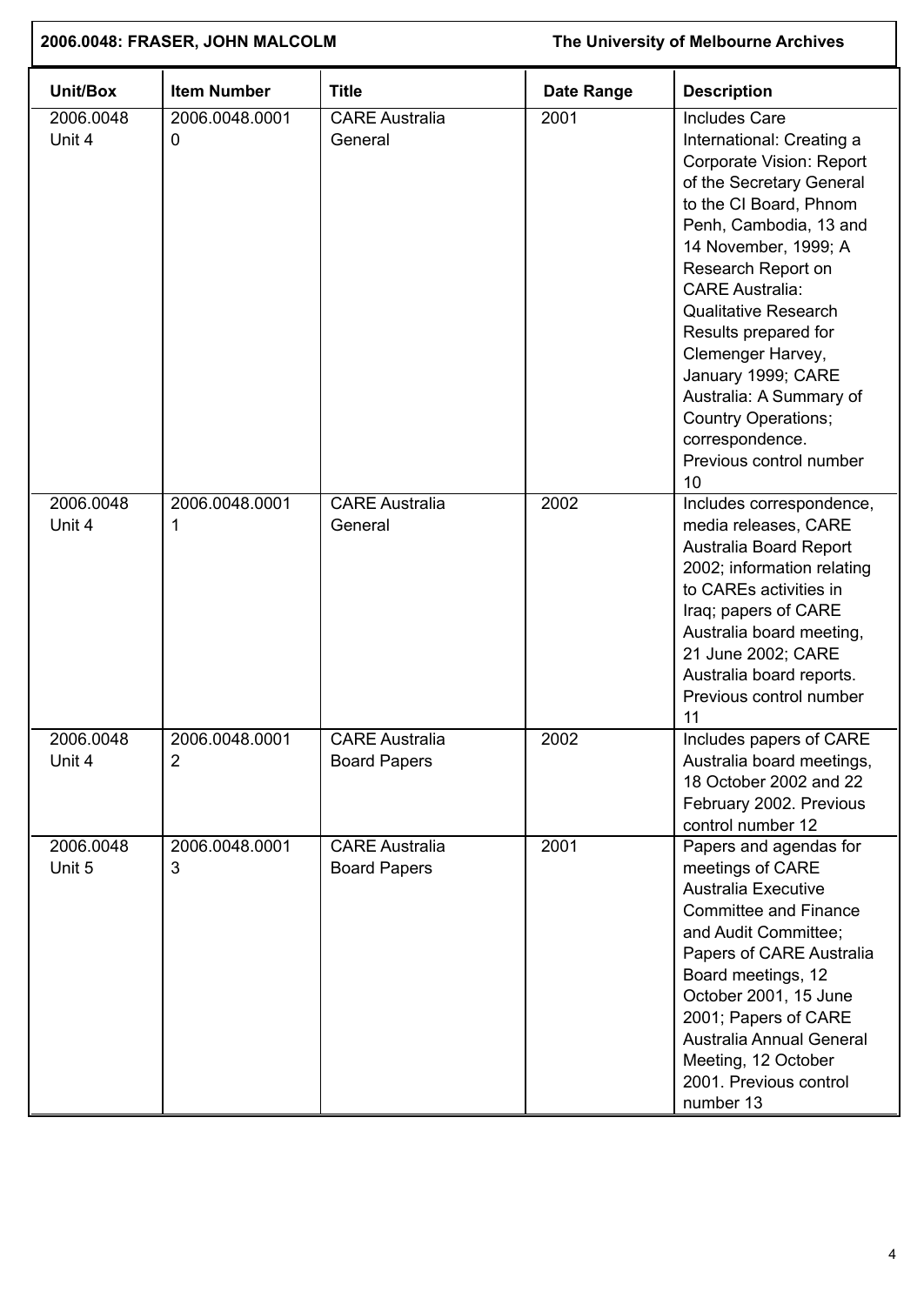| Unit/Box | Item Number | Title | Date Range | Description |
|---|---|---|---|---|
| 2006.0048 Unit 4 | 2006.0048.00010 | CARE Australia General | 2001 | Includes Care International: Creating a Corporate Vision: Report of the Secretary General to the CI Board, Phnom Penh, Cambodia, 13 and 14 November, 1999; A Research Report on CARE Australia: Qualitative Research Results prepared for Clemenger Harvey, January 1999; CARE Australia: A Summary of Country Operations; correspondence. Previous control number 10 |
| 2006.0048 Unit 4 | 2006.0048.00011 | CARE Australia General | 2002 | Includes correspondence, media releases, CARE Australia Board Report 2002; information relating to CAREs activities in Iraq; papers of CARE Australia board meeting, 21 June 2002; CARE Australia board reports. Previous control number 11 |
| 2006.0048 Unit 4 | 2006.0048.00012 | CARE Australia Board Papers | 2002 | Includes papers of CARE Australia board meetings, 18 October 2002 and 22 February 2002. Previous control number 12 |
| 2006.0048 Unit 5 | 2006.0048.00013 | CARE Australia Board Papers | 2001 | Papers and agendas for meetings of CARE Australia Executive Committee and Finance and Audit Committee; Papers of CARE Australia Board meetings, 12 October 2001, 15 June 2001; Papers of CARE Australia Annual General Meeting, 12 October 2001. Previous control number 13 |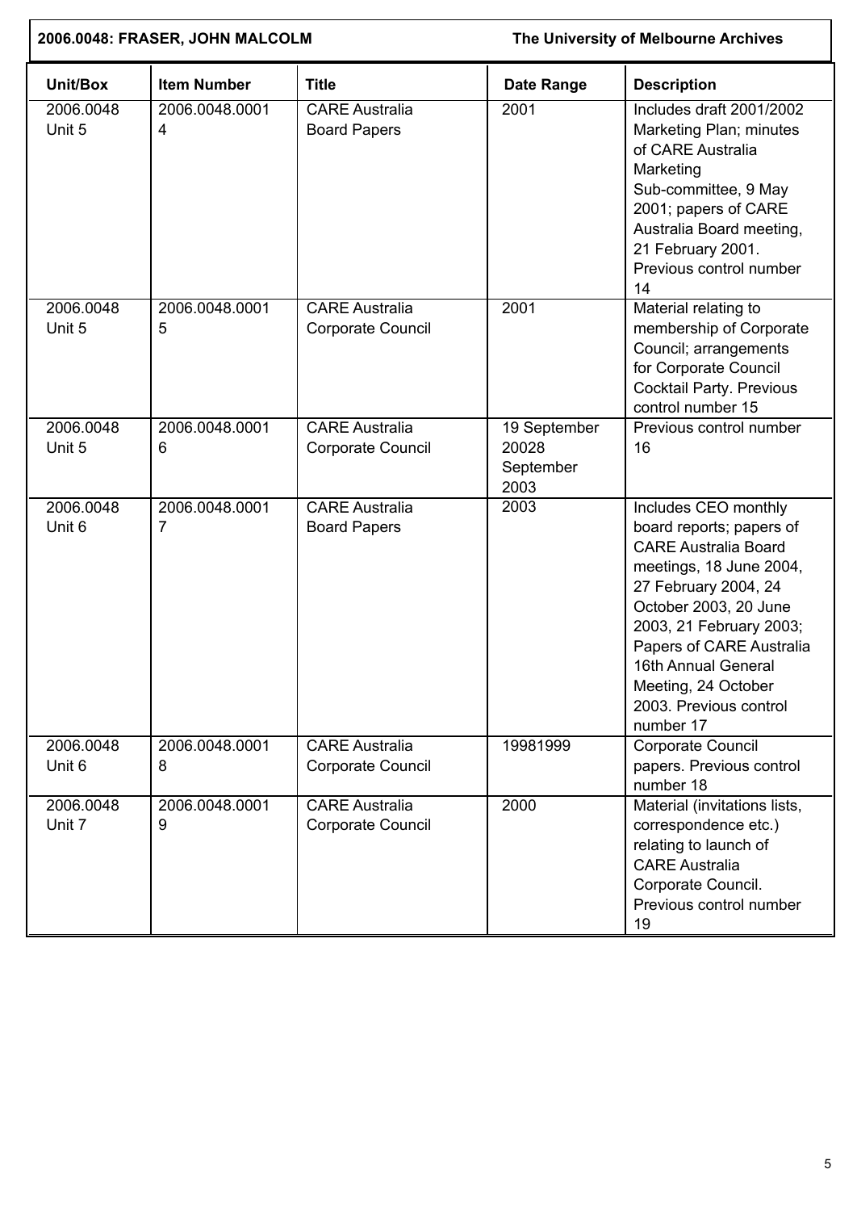| Unit/Box | Item Number | Title | Date Range | Description |
|---|---|---|---|---|
| 2006.0048 Unit 5 | 2006.0048.00014 | CARE Australia Board Papers | 2001 | Includes draft 2001/2002 Marketing Plan; minutes of CARE Australia Marketing Sub-committee, 9 May 2001; papers of CARE Australia Board meeting, 21 February 2001. Previous control number 14 |
| 2006.0048 Unit 5 | 2006.0048.00015 | CARE Australia Corporate Council | 2001 | Material relating to membership of Corporate Council; arrangements for Corporate Council Cocktail Party. Previous control number 15 |
| 2006.0048 Unit 5 | 2006.0048.00016 | CARE Australia Corporate Council | 19 September 20028 September 2003 | Previous control number 16 |
| 2006.0048 Unit 6 | 2006.0048.00017 | CARE Australia Board Papers | 2003 | Includes CEO monthly board reports; papers of CARE Australia Board meetings, 18 June 2004, 27 February 2004, 24 October 2003, 20 June 2003, 21 February 2003; Papers of CARE Australia 16th Annual General Meeting, 24 October 2003. Previous control number 17 |
| 2006.0048 Unit 6 | 2006.0048.00018 | CARE Australia Corporate Council | 19981999 | Corporate Council papers. Previous control number 18 |
| 2006.0048 Unit 7 | 2006.0048.00019 | CARE Australia Corporate Council | 2000 | Material (invitations lists, correspondence etc.) relating to launch of CARE Australia Corporate Council. Previous control number 19 |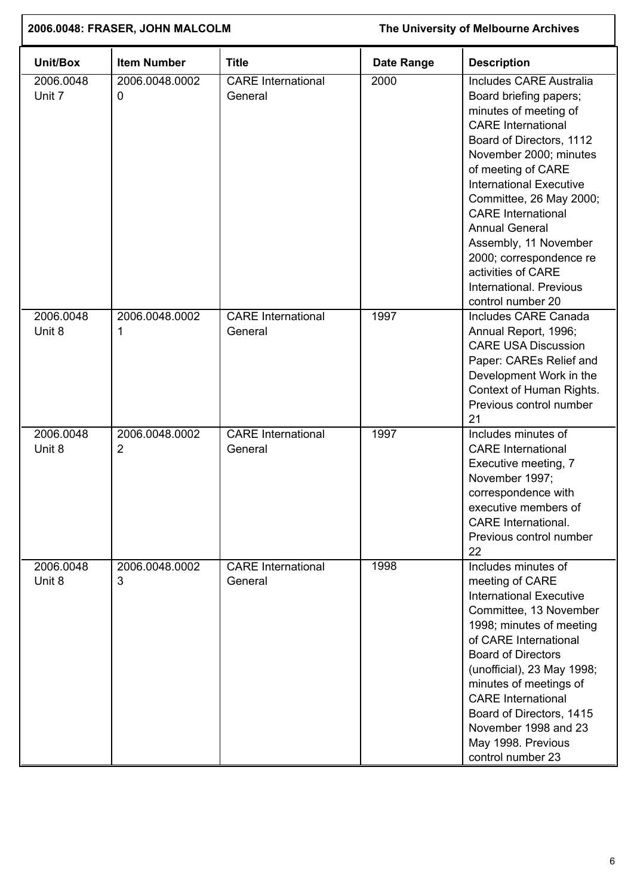**2006.0048: FRASER, JOHN MALCOLM** **The University of Melbourne Archives**

| Unit/Box | Item Number | Title | Date Range | Description |
|---|---|---|---|---|
| 2006.0048 Unit 7 | 2006.0048.00020 | CARE International General | 2000 | Includes CARE Australia Board briefing papers; minutes of meeting of CARE International Board of Directors, 1112 November 2000; minutes of meeting of CARE International Executive Committee, 26 May 2000; CARE International Annual General Assembly, 11 November 2000; correspondence re activities of CARE International. Previous control number 20 |
| 2006.0048 Unit 8 | 2006.0048.00021 | CARE International General | 1997 | Includes CARE Canada Annual Report, 1996; CARE USA Discussion Paper: CAREs Relief and Development Work in the Context of Human Rights. Previous control number 21 |
| 2006.0048 Unit 8 | 2006.0048.00022 | CARE International General | 1997 | Includes minutes of CARE International Executive meeting, 7 November 1997; correspondence with executive members of CARE International. Previous control number 22 |
| 2006.0048 Unit 8 | 2006.0048.00023 | CARE International General | 1998 | Includes minutes of meeting of CARE International Executive Committee, 13 November 1998; minutes of meeting of CARE International Board of Directors (unofficial), 23 May 1998; minutes of meetings of CARE International Board of Directors, 1415 November 1998 and 23 May 1998. Previous control number 23 |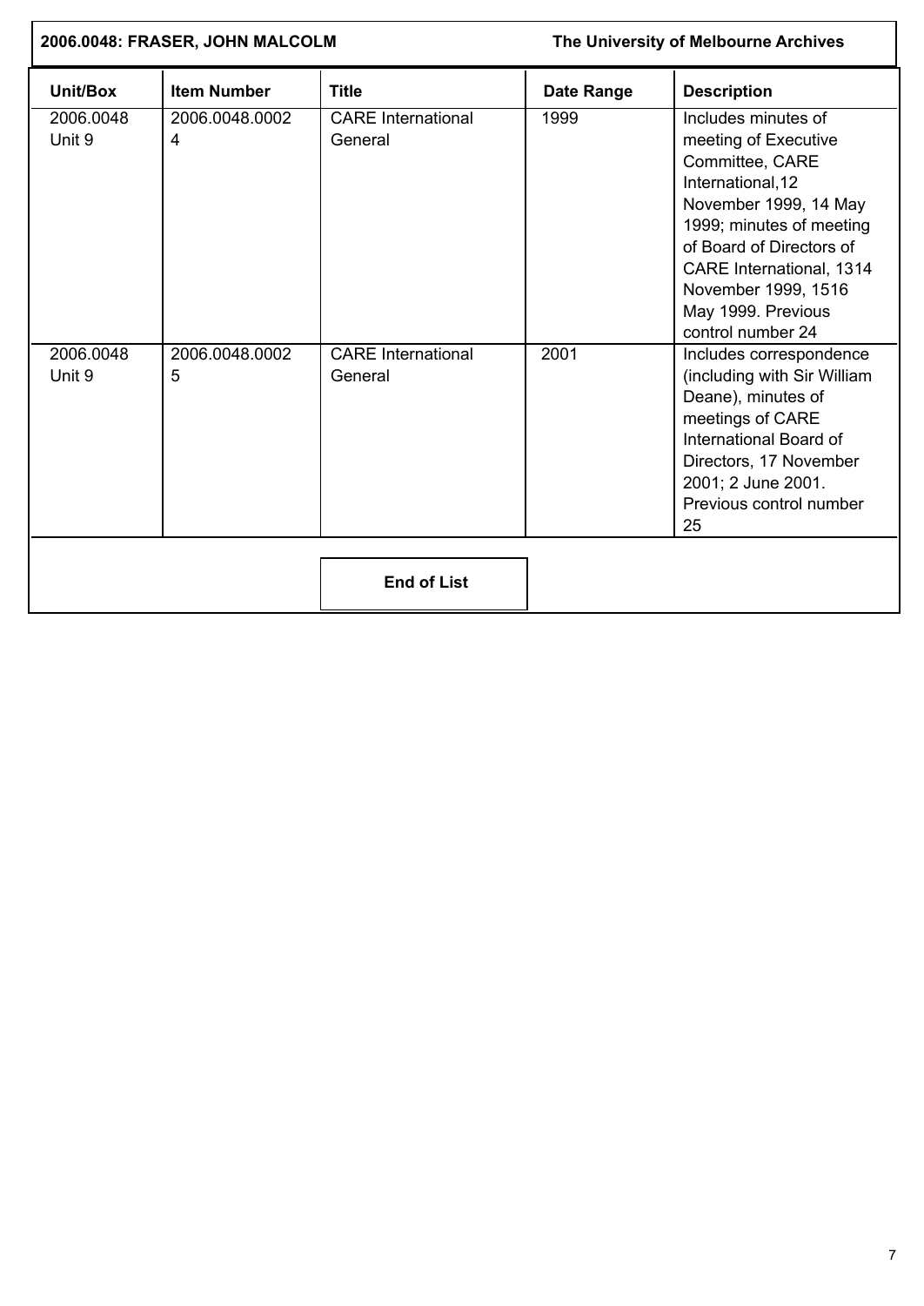| Unit/Box | Item Number | Title | Date Range | Description |
|---|---|---|---|---|
| 2006.0048 Unit 9 | 2006.0048.0002 4 | CARE International General | 1999 | Includes minutes of meeting of Executive Committee, CARE International,12 November 1999, 14 May 1999; minutes of meeting of Board of Directors of CARE International, 1314 November 1999, 1516 May 1999. Previous control number 24 |
| 2006.0048 Unit 9 | 2006.0048.0002 5 | CARE International General | 2001 | Includes correspondence (including with Sir William Deane), minutes of meetings of CARE International Board of Directors, 17 November 2001; 2 June 2001. Previous control number 25 |

**End of List**